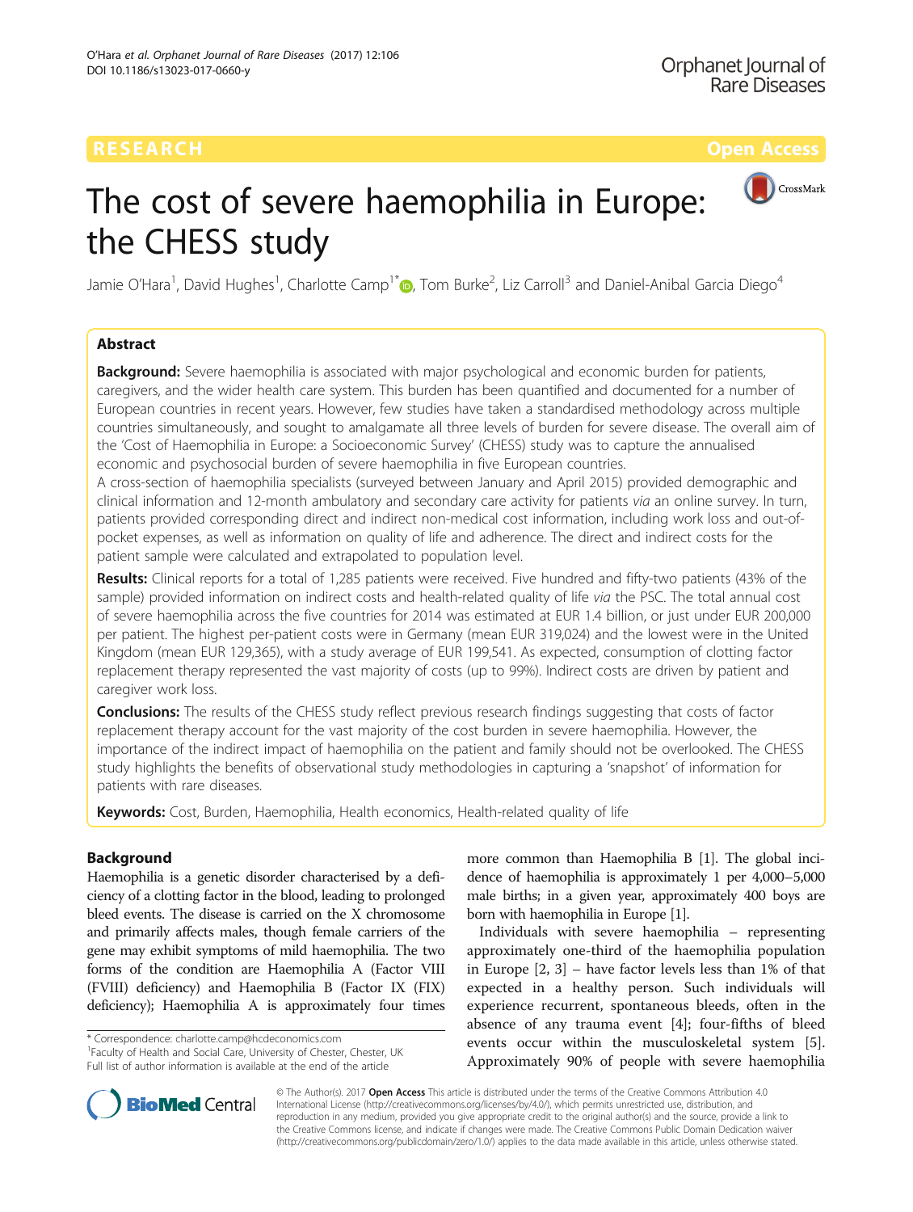RESEARCH

Open Access

# The cost of severe haemophilia in Europe: the CHESS study

Jamie O'Hara[1], David Hughes[1], Charlotte Camp[1*], Tom Burke[2], Liz Carroll[3] and Daniel-Anibal Garcia Diego[4]

## Abstract

**Background:** Severe haemophilia is associated with major psychological and economic burden for patients, caregivers, and the wider health care system. This burden has been quantified and documented for a number of European countries in recent years. However, few studies have taken a standardised methodology across multiple countries simultaneously, and sought to amalgamate all three levels of burden for severe disease. The overall aim of the 'Cost of Haemophilia in Europe: a Socioeconomic Survey' (CHESS) study was to capture the annualised economic and psychosocial burden of severe haemophilia in five European countries.

A cross-section of haemophilia specialists (surveyed between January and April 2015) provided demographic and clinical information and 12-month ambulatory and secondary care activity for patients *via* an online survey. In turn, patients provided corresponding direct and indirect non-medical cost information, including work loss and out-of-pocket expenses, as well as information on quality of life and adherence. The direct and indirect costs for the patient sample were calculated and extrapolated to population level.

**Results:** Clinical reports for a total of 1,285 patients were received. Five hundred and fifty-two patients (43% of the sample) provided information on indirect costs and health-related quality of life *via* the PSC. The total annual cost of severe haemophilia across the five countries for 2014 was estimated at EUR 1.4 billion, or just under EUR 200,000 per patient. The highest per-patient costs were in Germany (mean EUR 319,024) and the lowest were in the United Kingdom (mean EUR 129,365), with a study average of EUR 199,541. As expected, consumption of clotting factor replacement therapy represented the vast majority of costs (up to 99%). Indirect costs are driven by patient and caregiver work loss.

**Conclusions:** The results of the CHESS study reflect previous research findings suggesting that costs of factor replacement therapy account for the vast majority of the cost burden in severe haemophilia. However, the importance of the indirect impact of haemophilia on the patient and family should not be overlooked. The CHESS study highlights the benefits of observational study methodologies in capturing a 'snapshot' of information for patients with rare diseases.

**Keywords:** Cost, Burden, Haemophilia, Health economics, Health-related quality of life

## Background

Haemophilia is a genetic disorder characterised by a deficiency of a clotting factor in the blood, leading to prolonged bleed events. The disease is carried on the X chromosome and primarily affects males, though female carriers of the gene may exhibit symptoms of mild haemophilia. The two forms of the condition are Haemophilia A (Factor VIII (FVIII) deficiency) and Haemophilia B (Factor IX (FIX) deficiency); Haemophilia A is approximately four times more common than Haemophilia B [1]. The global incidence of haemophilia is approximately 1 per 4,000–5,000 male births; in a given year, approximately 400 boys are born with haemophilia in Europe [1].

Individuals with severe haemophilia – representing approximately one-third of the haemophilia population in Europe [2, 3] – have factor levels less than 1% of that expected in a healthy person. Such individuals will experience recurrent, spontaneous bleeds, often in the absence of any trauma event [4]; four-fifths of bleed events occur within the musculoskeletal system [5]. Approximately 90% of people with severe haemophilia

\* Correspondence: charlotte.camp@hcdeconomics.com
[1]Faculty of Health and Social Care, University of Chester, Chester, UK
Full list of author information is available at the end of the article

© The Author(s). 2017 **Open Access** This article is distributed under the terms of the Creative Commons Attribution 4.0 International License (http://creativecommons.org/licenses/by/4.0/), which permits unrestricted use, distribution, and reproduction in any medium, provided you give appropriate credit to the original author(s) and the source, provide a link to the Creative Commons license, and indicate if changes were made. The Creative Commons Public Domain Dedication waiver (http://creativecommons.org/publicdomain/zero/1.0/) applies to the data made available in this article, unless otherwise stated.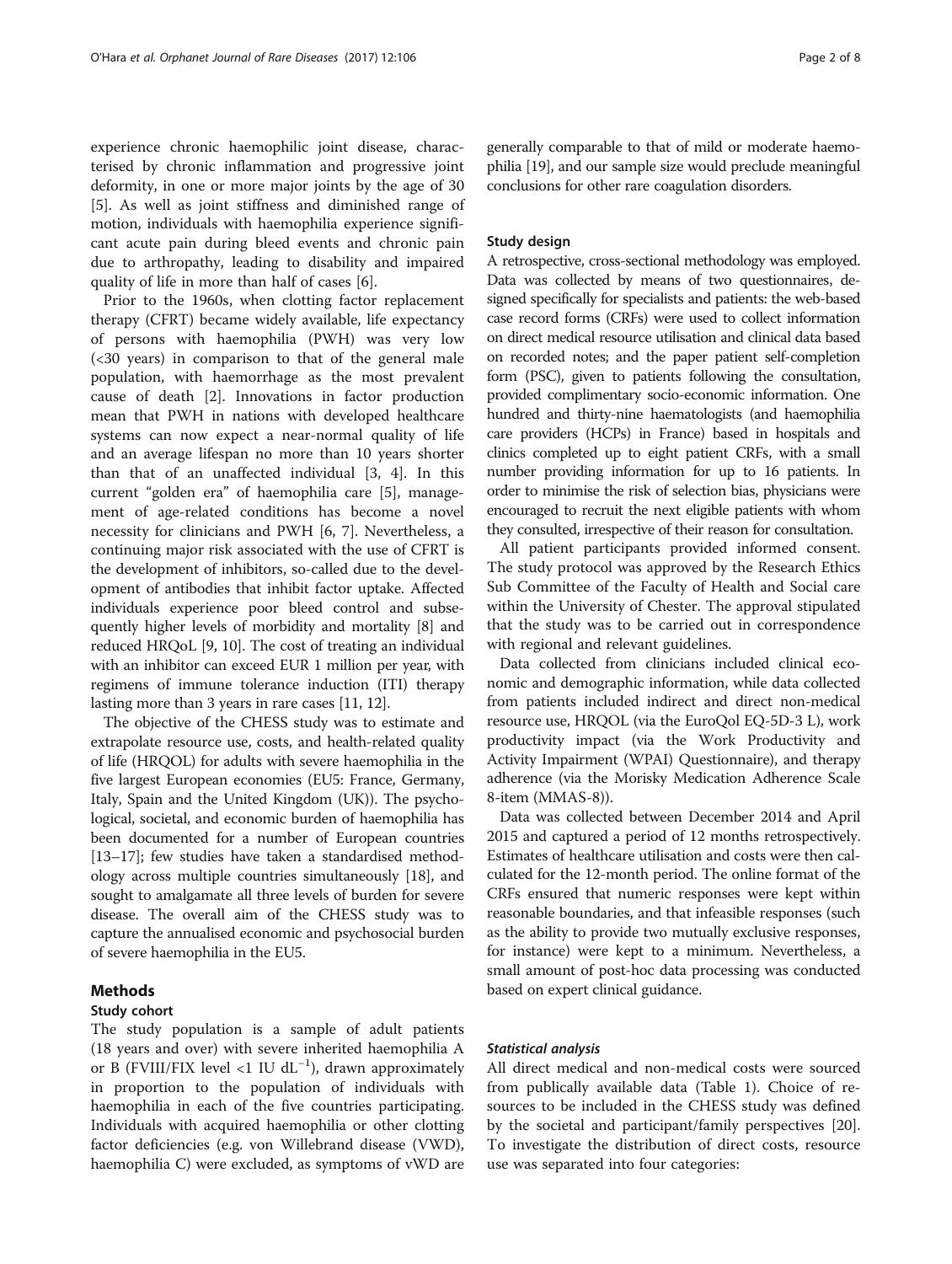experience chronic haemophilic joint disease, characterised by chronic inflammation and progressive joint deformity, in one or more major joints by the age of 30 [5]. As well as joint stiffness and diminished range of motion, individuals with haemophilia experience significant acute pain during bleed events and chronic pain due to arthropathy, leading to disability and impaired quality of life in more than half of cases [6].

Prior to the 1960s, when clotting factor replacement therapy (CFRT) became widely available, life expectancy of persons with haemophilia (PWH) was very low (<30 years) in comparison to that of the general male population, with haemorrhage as the most prevalent cause of death [2]. Innovations in factor production mean that PWH in nations with developed healthcare systems can now expect a near-normal quality of life and an average lifespan no more than 10 years shorter than that of an unaffected individual [3, 4]. In this current "golden era" of haemophilia care [5], management of age-related conditions has become a novel necessity for clinicians and PWH [6, 7]. Nevertheless, a continuing major risk associated with the use of CFRT is the development of inhibitors, so-called due to the development of antibodies that inhibit factor uptake. Affected individuals experience poor bleed control and subsequently higher levels of morbidity and mortality [8] and reduced HRQoL [9, 10]. The cost of treating an individual with an inhibitor can exceed EUR 1 million per year, with regimens of immune tolerance induction (ITI) therapy lasting more than 3 years in rare cases [11, 12].

The objective of the CHESS study was to estimate and extrapolate resource use, costs, and health-related quality of life (HRQOL) for adults with severe haemophilia in the five largest European economies (EU5: France, Germany, Italy, Spain and the United Kingdom (UK)). The psychological, societal, and economic burden of haemophilia has been documented for a number of European countries [13–17]; few studies have taken a standardised methodology across multiple countries simultaneously [18], and sought to amalgamate all three levels of burden for severe disease. The overall aim of the CHESS study was to capture the annualised economic and psychosocial burden of severe haemophilia in the EU5.

## Methods

### Study cohort

The study population is a sample of adult patients (18 years and over) with severe inherited haemophilia A or B (FVIII/FIX level <1 IU $dL^{-1}$), drawn approximately in proportion to the population of individuals with haemophilia in each of the five countries participating. Individuals with acquired haemophilia or other clotting factor deficiencies (e.g. von Willebrand disease (VWD), haemophilia C) were excluded, as symptoms of vWD are generally comparable to that of mild or moderate haemophilia [19], and our sample size would preclude meaningful conclusions for other rare coagulation disorders.

### Study design

A retrospective, cross-sectional methodology was employed. Data was collected by means of two questionnaires, designed specifically for specialists and patients: the web-based case record forms (CRFs) were used to collect information on direct medical resource utilisation and clinical data based on recorded notes; and the paper patient self-completion form (PSC), given to patients following the consultation, provided complimentary socio-economic information. One hundred and thirty-nine haematologists (and haemophilia care providers (HCPs) in France) based in hospitals and clinics completed up to eight patient CRFs, with a small number providing information for up to 16 patients. In order to minimise the risk of selection bias, physicians were encouraged to recruit the next eligible patients with whom they consulted, irrespective of their reason for consultation.

All patient participants provided informed consent. The study protocol was approved by the Research Ethics Sub Committee of the Faculty of Health and Social care within the University of Chester. The approval stipulated that the study was to be carried out in correspondence with regional and relevant guidelines.

Data collected from clinicians included clinical economic and demographic information, while data collected from patients included indirect and direct non-medical resource use, HRQOL (via the EuroQol EQ-5D-3 L), work productivity impact (via the Work Productivity and Activity Impairment (WPAI) Questionnaire), and therapy adherence (via the Morisky Medication Adherence Scale 8-item (MMAS-8)).

Data was collected between December 2014 and April 2015 and captured a period of 12 months retrospectively. Estimates of healthcare utilisation and costs were then calculated for the 12-month period. The online format of the CRFs ensured that numeric responses were kept within reasonable boundaries, and that infeasible responses (such as the ability to provide two mutually exclusive responses, for instance) were kept to a minimum. Nevertheless, a small amount of post-hoc data processing was conducted based on expert clinical guidance.

#### *Statistical analysis*

All direct medical and non-medical costs were sourced from publically available data (Table 1). Choice of resources to be included in the CHESS study was defined by the societal and participant/family perspectives [20]. To investigate the distribution of direct costs, resource use was separated into four categories: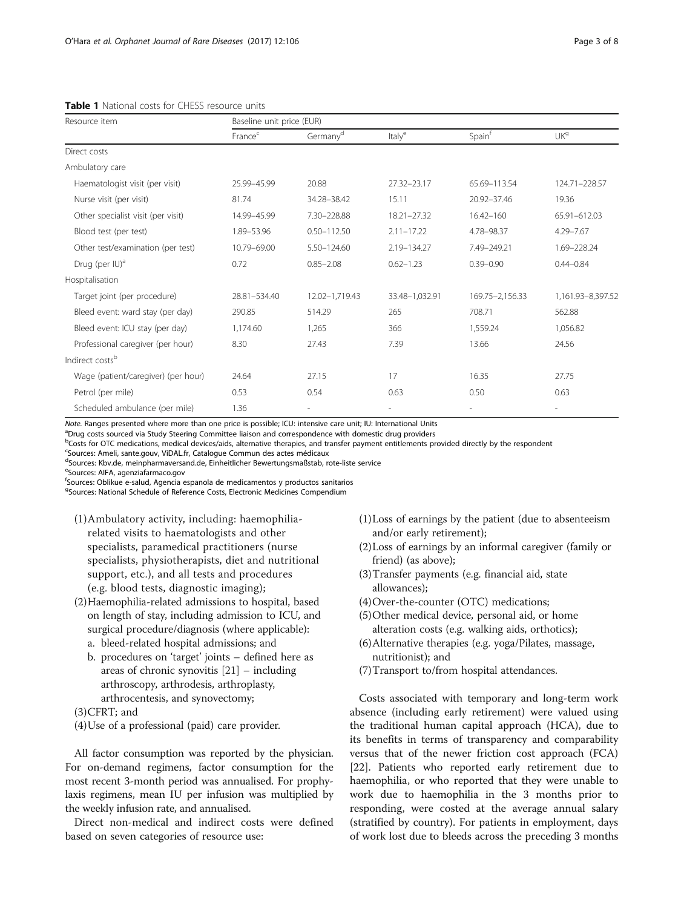**Table 1** National costs for CHESS resource units

| Resource item | Baseline unit price (EUR) | | | | |
|---|---|---|---|---|---|
| | France[c] | Germany[d] | Italy[e] | Spain[f] | UK[g] |
| Direct costs | | | | | |
| Ambulatory care | | | | | |
| Haematologist visit (per visit) | 25.99–45.99 | 20.88 | 27.32–23.17 | 65.69–113.54 | 124.71–228.57 |
| Nurse visit (per visit) | 81.74 | 34.28–38.42 | 15.11 | 20.92–37.46 | 19.36 |
| Other specialist visit (per visit) | 14.99–45.99 | 7.30–228.88 | 18.21–27.32 | 16.42–160 | 65.91–612.03 |
| Blood test (per test) | 1.89–53.96 | 0.50–112.50 | 2.11–17.22 | 4.78–98.37 | 4.29–7.67 |
| Other test/examination (per test) | 10.79–69.00 | 5.50–124.60 | 2.19–134.27 | 7.49–249.21 | 1.69–228.24 |
| Drug (per IU)[a] | 0.72 | 0.85–2.08 | 0.62–1.23 | 0.39–0.90 | 0.44–0.84 |
| Hospitalisation | | | | | |
| Target joint (per procedure) | 28.81–534.40 | 12.02–1,719.43 | 33.48–1,032.91 | 169.75–2,156.33 | 1,161.93–8,397.52 |
| Bleed event: ward stay (per day) | 290.85 | 514.29 | 265 | 708.71 | 562.88 |
| Bleed event: ICU stay (per day) | 1,174.60 | 1,265 | 366 | 1,559.24 | 1,056.82 |
| Professional caregiver (per hour) | 8.30 | 27.43 | 7.39 | 13.66 | 24.56 |
| Indirect costs[b] | | | | | |
| Wage (patient/caregiver) (per hour) | 24.64 | 27.15 | 17 | 16.35 | 27.75 |
| Petrol (per mile) | 0.53 | 0.54 | 0.63 | 0.50 | 0.63 |
| Scheduled ambulance (per mile) | 1.36 | - | - | - | - |

*Note.* Ranges presented where more than one price is possible; ICU: intensive care unit; IU: International Units

[a]Drug costs sourced via Study Steering Committee liaison and correspondence with domestic drug providers

[b]Costs for OTC medications, medical devices/aids, alternative therapies, and transfer payment entitlements provided directly by the respondent

[c]Sources: Ameli, sante.gouv, ViDAL.fr, Catalogue Commun des actes médicaux

[d]Sources: Kbv.de, meinpharmaversand.de, Einheitlicher Bewertungsmaßstab, rote-liste service

[e]Sources: AIFA, agenziafarmaco.gov

[f]Sources: Oblikue e-salud, Agencia espanola de medicamentos y productos sanitarios

[g]Sources: National Schedule of Reference Costs, Electronic Medicines Compendium

(1) Ambulatory activity, including: haemophilia-related visits to haematologists and other specialists, paramedical practitioners (nurse specialists, physiotherapists, diet and nutritional support, etc.), and all tests and procedures (e.g. blood tests, diagnostic imaging);
(2) Haemophilia-related admissions to hospital, based on length of stay, including admission to ICU, and surgical procedure/diagnosis (where applicable):
   a. bleed-related hospital admissions; and
   b. procedures on 'target' joints – defined here as areas of chronic synovitis [21] – including arthroscopy, arthrodesis, arthroplasty, arthrocentesis, and synovectomy;
(3) CFRT; and
(4) Use of a professional (paid) care provider.

All factor consumption was reported by the physician. For on-demand regimens, factor consumption for the most recent 3-month period was annualised. For prophylaxis regimens, mean IU per infusion was multiplied by the weekly infusion rate, and annualised.

Direct non-medical and indirect costs were defined based on seven categories of resource use:

(1) Loss of earnings by the patient (due to absenteeism and/or early retirement);
(2) Loss of earnings by an informal caregiver (family or friend) (as above);
(3) Transfer payments (e.g. financial aid, state allowances);
(4) Over-the-counter (OTC) medications;
(5) Other medical device, personal aid, or home alteration costs (e.g. walking aids, orthotics);
(6) Alternative therapies (e.g. yoga/Pilates, massage, nutritionist); and
(7) Transport to/from hospital attendances.

Costs associated with temporary and long-term work absence (including early retirement) were valued using the traditional human capital approach (HCA), due to its benefits in terms of transparency and comparability versus that of the newer friction cost approach (FCA) [22]. Patients who reported early retirement due to haemophilia, or who reported that they were unable to work due to haemophilia in the 3 months prior to responding, were costed at the average annual salary (stratified by country). For patients in employment, days of work lost due to bleeds across the preceding 3 months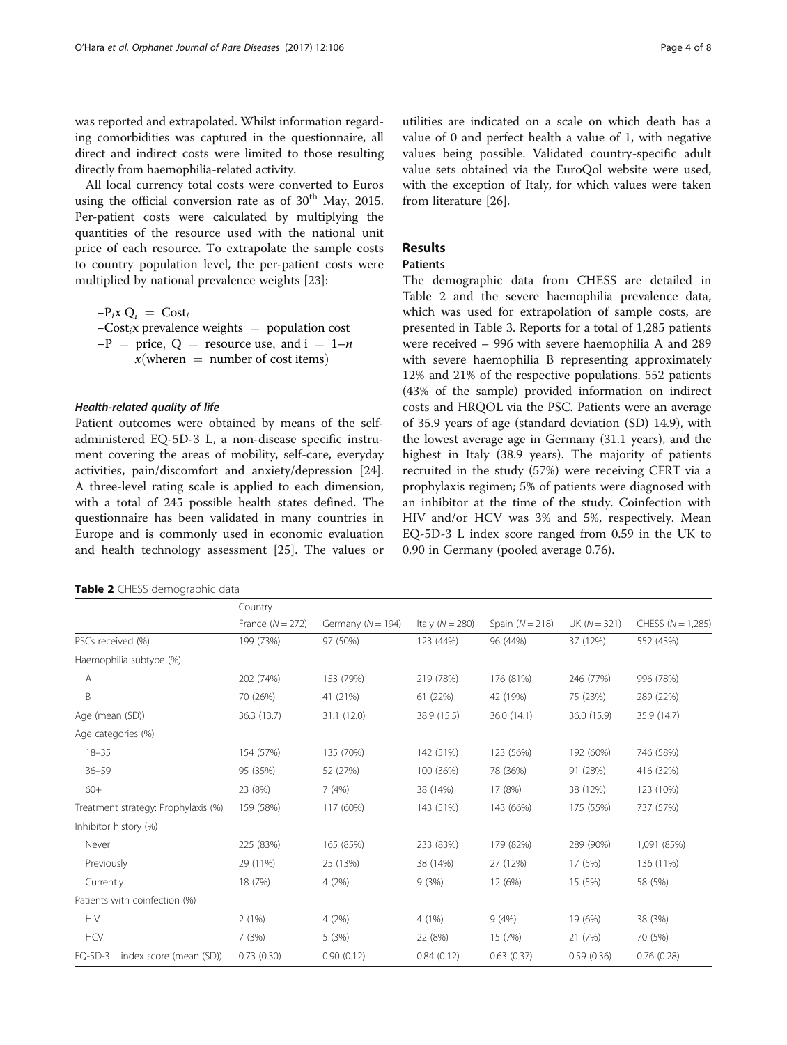was reported and extrapolated. Whilst information regarding comorbidities was captured in the questionnaire, all direct and indirect costs were limited to those resulting directly from haemophilia-related activity.

All local currency total costs were converted to Euros using the official conversion rate as of 30[th] May, 2015. Per-patient costs were calculated by multiplying the quantities of the resource used with the national unit price of each resource. To extrapolate the sample costs to country population level, the per-patient costs were multiplied by national prevalence weights [23]:

$$-P_i x\ Q_i = \text{Cost}_i$$
$$-\text{Cost}_i x \text{ prevalence weights } = \text{ population cost}$$
$$-P = \text{price},\ Q = \text{resource use, and } i = 1\text{–}n$$
$$x(\text{where } n = \text{ number of cost items})$$

#### *Health-related quality of life*

Patient outcomes were obtained by means of the self-administered EQ-5D-3 L, a non-disease specific instrument covering the areas of mobility, self-care, everyday activities, pain/discomfort and anxiety/depression [24]. A three-level rating scale is applied to each dimension, with a total of 245 possible health states defined. The questionnaire has been validated in many countries in Europe and is commonly used in economic evaluation and health technology assessment [25]. The values or utilities are indicated on a scale on which death has a value of 0 and perfect health a value of 1, with negative values being possible. Validated country-specific adult value sets obtained via the EuroQol website were used, with the exception of Italy, for which values were taken from literature [26].

## Results

### Patients

The demographic data from CHESS are detailed in Table 2 and the severe haemophilia prevalence data, which was used for extrapolation of sample costs, are presented in Table 3. Reports for a total of 1,285 patients were received – 996 with severe haemophilia A and 289 with severe haemophilia B representing approximately 12% and 21% of the respective populations. 552 patients (43% of the sample) provided information on indirect costs and HRQOL via the PSC. Patients were an average of 35.9 years of age (standard deviation (SD) 14.9), with the lowest average age in Germany (31.1 years), and the highest in Italy (38.9 years). The majority of patients recruited in the study (57%) were receiving CFRT via a prophylaxis regimen; 5% of patients were diagnosed with an inhibitor at the time of the study. Coinfection with HIV and/or HCV was 3% and 5%, respectively. Mean EQ-5D-3 L index score ranged from 0.59 in the UK to 0.90 in Germany (pooled average 0.76).

**Table 2** CHESS demographic data

| | Country | | | | | |
|---|---|---|---|---|---|---|
| | France (N = 272) | Germany (N = 194) | Italy (N = 280) | Spain (N = 218) | UK (N = 321) | CHESS (N = 1,285) |
| PSCs received (%) | 199 (73%) | 97 (50%) | 123 (44%) | 96 (44%) | 37 (12%) | 552 (43%) |
| Haemophilia subtype (%) | | | | | | |
| A | 202 (74%) | 153 (79%) | 219 (78%) | 176 (81%) | 246 (77%) | 996 (78%) |
| B | 70 (26%) | 41 (21%) | 61 (22%) | 42 (19%) | 75 (23%) | 289 (22%) |
| Age (mean (SD)) | 36.3 (13.7) | 31.1 (12.0) | 38.9 (15.5) | 36.0 (14.1) | 36.0 (15.9) | 35.9 (14.7) |
| Age categories (%) | | | | | | |
| 18–35 | 154 (57%) | 135 (70%) | 142 (51%) | 123 (56%) | 192 (60%) | 746 (58%) |
| 36–59 | 95 (35%) | 52 (27%) | 100 (36%) | 78 (36%) | 91 (28%) | 416 (32%) |
| 60+ | 23 (8%) | 7 (4%) | 38 (14%) | 17 (8%) | 38 (12%) | 123 (10%) |
| Treatment strategy: Prophylaxis (%) | 159 (58%) | 117 (60%) | 143 (51%) | 143 (66%) | 175 (55%) | 737 (57%) |
| Inhibitor history (%) | | | | | | |
| Never | 225 (83%) | 165 (85%) | 233 (83%) | 179 (82%) | 289 (90%) | 1,091 (85%) |
| Previously | 29 (11%) | 25 (13%) | 38 (14%) | 27 (12%) | 17 (5%) | 136 (11%) |
| Currently | 18 (7%) | 4 (2%) | 9 (3%) | 12 (6%) | 15 (5%) | 58 (5%) |
| Patients with coinfection (%) | | | | | | |
| HIV | 2 (1%) | 4 (2%) | 4 (1%) | 9 (4%) | 19 (6%) | 38 (3%) |
| HCV | 7 (3%) | 5 (3%) | 22 (8%) | 15 (7%) | 21 (7%) | 70 (5%) |
| EQ-5D-3 L index score (mean (SD)) | 0.73 (0.30) | 0.90 (0.12) | 0.84 (0.12) | 0.63 (0.37) | 0.59 (0.36) | 0.76 (0.28) |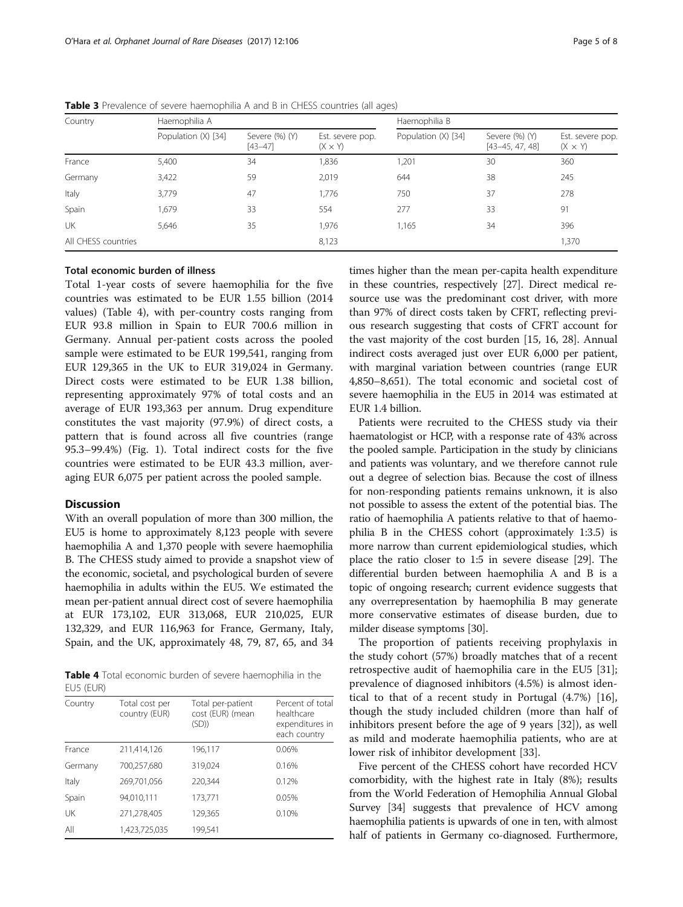**Table 3** Prevalence of severe haemophilia A and B in CHESS countries (all ages)

| Country | Haemophilia A | | | Haemophilia B | | |
|---|---|---|---|---|---|---|
| | Population (X) [34] | Severe (%) (Y) [43–47] | Est. severe pop. (X × Y) | Population (X) [34] | Severe (%) (Y) [43–45, 47, 48] | Est. severe pop. (X × Y) |
| France | 5,400 | 34 | 1,836 | 1,201 | 30 | 360 |
| Germany | 3,422 | 59 | 2,019 | 644 | 38 | 245 |
| Italy | 3,779 | 47 | 1,776 | 750 | 37 | 278 |
| Spain | 1,679 | 33 | 554 | 277 | 33 | 91 |
| UK | 5,646 | 35 | 1,976 | 1,165 | 34 | 396 |
| All CHESS countries | | | 8,123 | | | 1,370 |

### Total economic burden of illness

Total 1-year costs of severe haemophilia for the five countries was estimated to be EUR 1.55 billion (2014 values) (Table 4), with per-country costs ranging from EUR 93.8 million in Spain to EUR 700.6 million in Germany. Annual per-patient costs across the pooled sample were estimated to be EUR 199,541, ranging from EUR 129,365 in the UK to EUR 319,024 in Germany. Direct costs were estimated to be EUR 1.38 billion, representing approximately 97% of total costs and an average of EUR 193,363 per annum. Drug expenditure constitutes the vast majority (97.9%) of direct costs, a pattern that is found across all five countries (range 95.3–99.4%) (Fig. 1). Total indirect costs for the five countries were estimated to be EUR 43.3 million, averaging EUR 6,075 per patient across the pooled sample.

## Discussion

With an overall population of more than 300 million, the EU5 is home to approximately 8,123 people with severe haemophilia A and 1,370 people with severe haemophilia B. The CHESS study aimed to provide a snapshot view of the economic, societal, and psychological burden of severe haemophilia in adults within the EU5. We estimated the mean per-patient annual direct cost of severe haemophilia at EUR 173,102, EUR 313,068, EUR 210,025, EUR 132,329, and EUR 116,963 for France, Germany, Italy, Spain, and the UK, approximately 48, 79, 87, 65, and 34 times higher than the mean per-capita health expenditure in these countries, respectively [27]. Direct medical resource use was the predominant cost driver, with more than 97% of direct costs taken by CFRT, reflecting previous research suggesting that costs of CFRT account for the vast majority of the cost burden [15, 16, 28]. Annual indirect costs averaged just over EUR 6,000 per patient, with marginal variation between countries (range EUR 4,850–8,651). The total economic and societal cost of severe haemophilia in the EU5 in 2014 was estimated at EUR 1.4 billion.

**Table 4** Total economic burden of severe haemophilia in the EU5 (EUR)

| Country | Total cost per country (EUR) | Total per-patient cost (EUR) (mean (SD)) | Percent of total healthcare expenditures in each country |
|---|---|---|---|
| France | 211,414,126 | 196,117 | 0.06% |
| Germany | 700,257,680 | 319,024 | 0.16% |
| Italy | 269,701,056 | 220,344 | 0.12% |
| Spain | 94,010,111 | 173,771 | 0.05% |
| UK | 271,278,405 | 129,365 | 0.10% |
| All | 1,423,725,035 | 199,541 | |

Patients were recruited to the CHESS study via their haematologist or HCP, with a response rate of 43% across the pooled sample. Participation in the study by clinicians and patients was voluntary, and we therefore cannot rule out a degree of selection bias. Because the cost of illness for non-responding patients remains unknown, it is also not possible to assess the extent of the potential bias. The ratio of haemophilia A patients relative to that of haemophilia B in the CHESS cohort (approximately 1:3.5) is more narrow than current epidemiological studies, which place the ratio closer to 1:5 in severe disease [29]. The differential burden between haemophilia A and B is a topic of ongoing research; current evidence suggests that any overrepresentation by haemophilia B may generate more conservative estimates of disease burden, due to milder disease symptoms [30].

The proportion of patients receiving prophylaxis in the study cohort (57%) broadly matches that of a recent retrospective audit of haemophilia care in the EU5 [31]; prevalence of diagnosed inhibitors (4.5%) is almost identical to that of a recent study in Portugal (4.7%) [16], though the study included children (more than half of inhibitors present before the age of 9 years [32]), as well as mild and moderate haemophilia patients, who are at lower risk of inhibitor development [33].

Five percent of the CHESS cohort have recorded HCV comorbidity, with the highest rate in Italy (8%); results from the World Federation of Hemophilia Annual Global Survey [34] suggests that prevalence of HCV among haemophilia patients is upwards of one in ten, with almost half of patients in Germany co-diagnosed. Furthermore,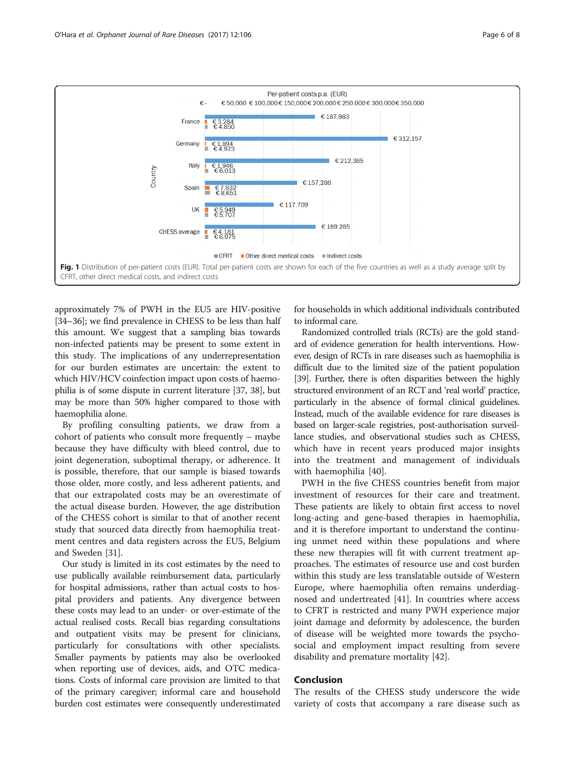Fig. 1 Distribution of per-patient costs (EUR). Total per-patient costs are shown for each of the five countries as well as a study average split by CFRT, other direct medical costs, and indirect costs

approximately 7% of PWH in the EU5 are HIV-positive [34–36]; we find prevalence in CHESS to be less than half this amount. We suggest that a sampling bias towards non-infected patients may be present to some extent in this study. The implications of any underrepresentation for our burden estimates are uncertain: the extent to which HIV/HCV coinfection impact upon costs of haemophilia is of some dispute in current literature [37, 38], but may be more than 50% higher compared to those with haemophilia alone.

By profiling consulting patients, we draw from a cohort of patients who consult more frequently – maybe because they have difficulty with bleed control, due to joint degeneration, suboptimal therapy, or adherence. It is possible, therefore, that our sample is biased towards those older, more costly, and less adherent patients, and that our extrapolated costs may be an overestimate of the actual disease burden. However, the age distribution of the CHESS cohort is similar to that of another recent study that sourced data directly from haemophilia treatment centres and data registers across the EU5, Belgium and Sweden [31].

Our study is limited in its cost estimates by the need to use publically available reimbursement data, particularly for hospital admissions, rather than actual costs to hospital providers and patients. Any divergence between these costs may lead to an under- or over-estimate of the actual realised costs. Recall bias regarding consultations and outpatient visits may be present for clinicians, particularly for consultations with other specialists. Smaller payments by patients may also be overlooked when reporting use of devices, aids, and OTC medications. Costs of informal care provision are limited to that of the primary caregiver; informal care and household burden cost estimates were consequently underestimated for households in which additional individuals contributed to informal care.

Randomized controlled trials (RCTs) are the gold standard of evidence generation for health interventions. However, design of RCTs in rare diseases such as haemophilia is difficult due to the limited size of the patient population [39]. Further, there is often disparities between the highly structured environment of an RCT and 'real world' practice, particularly in the absence of formal clinical guidelines. Instead, much of the available evidence for rare diseases is based on larger-scale registries, post-authorisation surveillance studies, and observational studies such as CHESS, which have in recent years produced major insights into the treatment and management of individuals with haemophilia [40].

PWH in the five CHESS countries benefit from major investment of resources for their care and treatment. These patients are likely to obtain first access to novel long-acting and gene-based therapies in haemophilia, and it is therefore important to understand the continuing unmet need within these populations and where these new therapies will fit with current treatment approaches. The estimates of resource use and cost burden within this study are less translatable outside of Western Europe, where haemophilia often remains underdiagnosed and undertreated [41]. In countries where access to CFRT is restricted and many PWH experience major joint damage and deformity by adolescence, the burden of disease will be weighted more towards the psychosocial and employment impact resulting from severe disability and premature mortality [42].

## Conclusion

The results of the CHESS study underscore the wide variety of costs that accompany a rare disease such as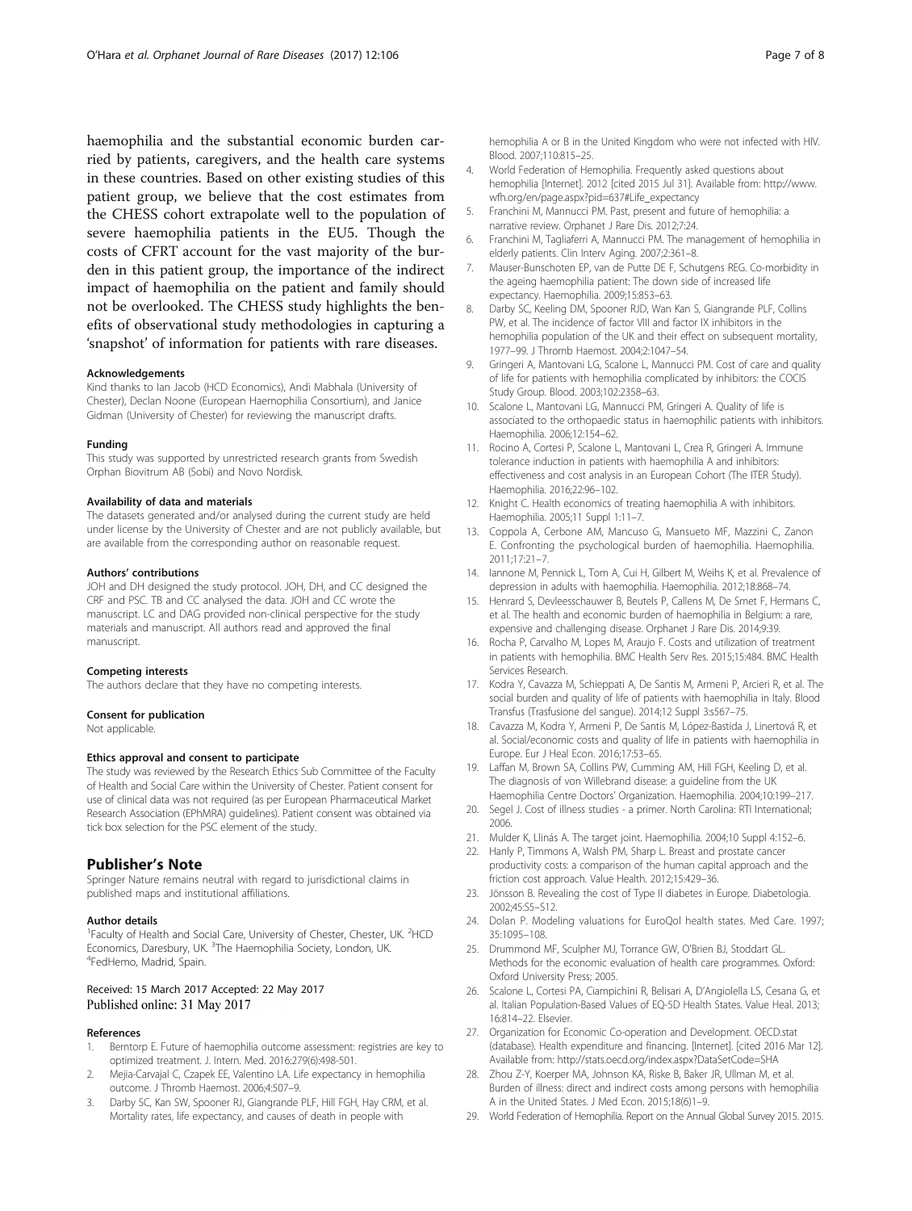haemophilia and the substantial economic burden carried by patients, caregivers, and the health care systems in these countries. Based on other existing studies of this patient group, we believe that the cost estimates from the CHESS cohort extrapolate well to the population of severe haemophilia patients in the EU5. Though the costs of CFRT account for the vast majority of the burden in this patient group, the importance of the indirect impact of haemophilia on the patient and family should not be overlooked. The CHESS study highlights the benefits of observational study methodologies in capturing a 'snapshot' of information for patients with rare diseases.

#### Acknowledgements

Kind thanks to Ian Jacob (HCD Economics), Andi Mabhala (University of Chester), Declan Noone (European Haemophilia Consortium), and Janice Gidman (University of Chester) for reviewing the manuscript drafts.

#### Funding

This study was supported by unrestricted research grants from Swedish Orphan Biovitrum AB (Sobi) and Novo Nordisk.

#### Availability of data and materials

The datasets generated and/or analysed during the current study are held under license by the University of Chester and are not publicly available, but are available from the corresponding author on reasonable request.

#### Authors' contributions

JOH and DH designed the study protocol. JOH, DH, and CC designed the CRF and PSC. TB and CC analysed the data. JOH and CC wrote the manuscript. LC and DAG provided non-clinical perspective for the study materials and manuscript. All authors read and approved the final manuscript.

#### Competing interests

The authors declare that they have no competing interests.

#### Consent for publication

Not applicable.

#### Ethics approval and consent to participate

The study was reviewed by the Research Ethics Sub Committee of the Faculty of Health and Social Care within the University of Chester. Patient consent for use of clinical data was not required (as per European Pharmaceutical Market Research Association (EPhMRA) guidelines). Patient consent was obtained via tick box selection for the PSC element of the study.

## Publisher's Note

Springer Nature remains neutral with regard to jurisdictional claims in published maps and institutional affiliations.

#### Author details

[1]Faculty of Health and Social Care, University of Chester, Chester, UK. [2]HCD Economics, Daresbury, UK. [3]The Haemophilia Society, London, UK. [4]FedHemo, Madrid, Spain.

Received: 15 March 2017 Accepted: 22 May 2017
Published online: 31 May 2017

#### References

1. Berntorp E. Future of haemophilia outcome assessment: registries are key to optimized treatment. J. Intern. Med. 2016:279(6):498-501.
2. Mejia-Carvajal C, Czapek EE, Valentino LA. Life expectancy in hemophilia outcome. J Thromb Haemost. 2006;4:507–9.
3. Darby SC, Kan SW, Spooner RJ, Giangrande PLF, Hill FGH, Hay CRM, et al. Mortality rates, life expectancy, and causes of death in people with hemophilia A or B in the United Kingdom who were not infected with HIV. Blood. 2007;110:815–25.
4. World Federation of Hemophilia. Frequently asked questions about hemophilia [Internet]. 2012 [cited 2015 Jul 31]. Available from: http://www.wfh.org/en/page.aspx?pid=637#Life_expectancy
5. Franchini M, Mannucci PM. Past, present and future of hemophilia: a narrative review. Orphanet J Rare Dis. 2012;7:24.
6. Franchini M, Tagliaferri A, Mannucci PM. The management of hemophilia in elderly patients. Clin Interv Aging. 2007;2:361–8.
7. Mauser-Bunschoten EP, van de Putte DE F, Schutgens REG. Co-morbidity in the ageing haemophilia patient: The down side of increased life expectancy. Haemophilia. 2009;15:853–63.
8. Darby SC, Keeling DM, Spooner RJD, Wan Kan S, Giangrande PLF, Collins PW, et al. The incidence of factor VIII and factor IX inhibitors in the hemophilia population of the UK and their effect on subsequent mortality, 1977–99. J Thromb Haemost. 2004;2:1047–54.
9. Gringeri A, Mantovani LG, Scalone L, Mannucci PM. Cost of care and quality of life for patients with hemophilia complicated by inhibitors: the COCIS Study Group. Blood. 2003;102:2358–63.
10. Scalone L, Mantovani LG, Mannucci PM, Gringeri A. Quality of life is associated to the orthopaedic status in haemophilic patients with inhibitors. Haemophilia. 2006;12:154–62.
11. Rocino A, Cortesi P, Scalone L, Mantovani L, Crea R, Gringeri A. Immune tolerance induction in patients with haemophilia A and inhibitors: effectiveness and cost analysis in an European Cohort (The ITER Study). Haemophilia. 2016;22:96–102.
12. Knight C. Health economics of treating haemophilia A with inhibitors. Haemophilia. 2005;11 Suppl 1:11–7.
13. Coppola A, Cerbone AM, Mancuso G, Mansueto MF, Mazzini C, Zanon E. Confronting the psychological burden of haemophilia. Haemophilia. 2011;17:21–7.
14. Iannone M, Pennick L, Tom A, Cui H, Gilbert M, Weihs K, et al. Prevalence of depression in adults with haemophilia. Haemophilia. 2012;18:868–74.
15. Henrard S, Devleesschauwer B, Beutels P, Callens M, De Smet F, Hermans C, et al. The health and economic burden of haemophilia in Belgium: a rare, expensive and challenging disease. Orphanet J Rare Dis. 2014;9:39.
16. Rocha P, Carvalho M, Lopes M, Araujo F. Costs and utilization of treatment in patients with hemophilia. BMC Health Serv Res. 2015;15:484. BMC Health Services Research.
17. Kodra Y, Cavazza M, Schieppati A, De Santis M, Armeni P, Arcieri R, et al. The social burden and quality of life of patients with haemophilia in Italy. Blood Transfus (Trasfusione del sangue). 2014;12 Suppl 3:s567–75.
18. Cavazza M, Kodra Y, Armeni P, De Santis M, López-Bastida J, Linertová R, et al. Social/economic costs and quality of life in patients with haemophilia in Europe. Eur J Heal Econ. 2016;17:53–65.
19. Laffan M, Brown SA, Collins PW, Cumming AM, Hill FGH, Keeling D, et al. The diagnosis of von Willebrand disease: a guideline from the UK Haemophilia Centre Doctors' Organization. Haemophilia. 2004;10:199–217.
20. Segel J. Cost of illness studies - a primer. North Carolina: RTI International; 2006.
21. Mulder K, Llinás A. The target joint. Haemophilia. 2004;10 Suppl 4:152–6.
22. Hanly P, Timmons A, Walsh PM, Sharp L. Breast and prostate cancer productivity costs: a comparison of the human capital approach and the friction cost approach. Value Health. 2012;15:429–36.
23. Jönsson B. Revealing the cost of Type II diabetes in Europe. Diabetologia. 2002;45:S5–S12.
24. Dolan P. Modeling valuations for EuroQol health states. Med Care. 1997; 35:1095–108.
25. Drummond MF, Sculpher MJ, Torrance GW, O'Brien BJ, Stoddart GL. Methods for the economic evaluation of health care programmes. Oxford: Oxford University Press; 2005.
26. Scalone L, Cortesi PA, Ciampichini R, Belisari A, D'Angiolella LS, Cesana G, et al. Italian Population-Based Values of EQ-5D Health States. Value Heal. 2013; 16:814–22. Elsevier.
27. Organization for Economic Co-operation and Development. OECD.stat (database). Health expenditure and financing. [Internet]. [cited 2016 Mar 12]. Available from: http://stats.oecd.org/index.aspx?DataSetCode=SHA
28. Zhou Z-Y, Koerper MA, Johnson KA, Riske B, Baker JR, Ullman M, et al. Burden of illness: direct and indirect costs among persons with hemophilia A in the United States. J Med Econ. 2015;18(6)1–9.
29. World Federation of Hemophilia. Report on the Annual Global Survey 2015. 2015.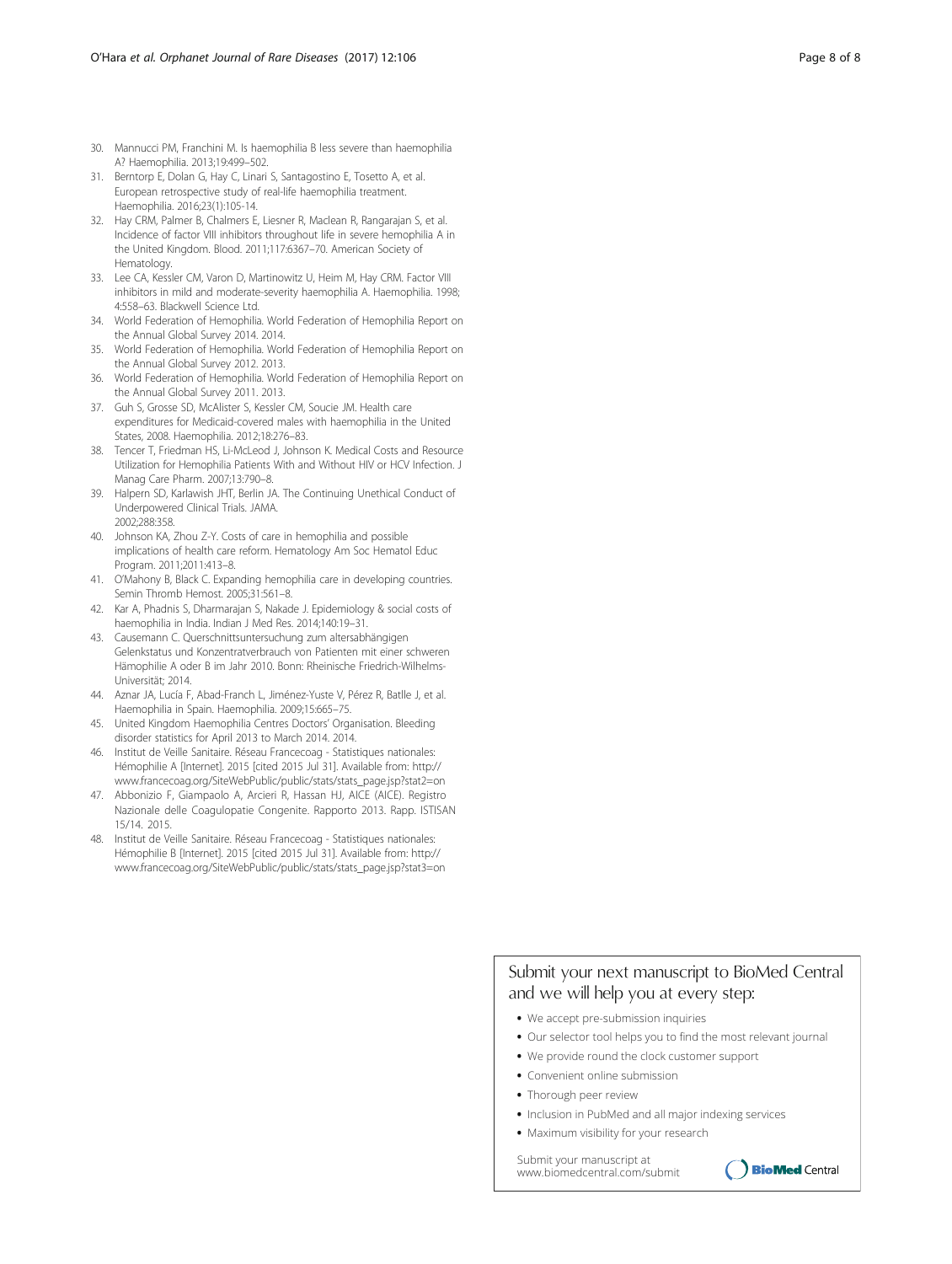30. Mannucci PM, Franchini M. Is haemophilia B less severe than haemophilia A? Haemophilia. 2013;19:499–502.
31. Berntorp E, Dolan G, Hay C, Linari S, Santagostino E, Tosetto A, et al. European retrospective study of real-life haemophilia treatment. Haemophilia. 2016;23(1):105-14.
32. Hay CRM, Palmer B, Chalmers E, Liesner R, Maclean R, Rangarajan S, et al. Incidence of factor VIII inhibitors throughout life in severe hemophilia A in the United Kingdom. Blood. 2011;117:6367–70. American Society of Hematology.
33. Lee CA, Kessler CM, Varon D, Martinowitz U, Heim M, Hay CRM. Factor VIII inhibitors in mild and moderate-severity haemophilia A. Haemophilia. 1998; 4:558–63. Blackwell Science Ltd.
34. World Federation of Hemophilia. World Federation of Hemophilia Report on the Annual Global Survey 2014. 2014.
35. World Federation of Hemophilia. World Federation of Hemophilia Report on the Annual Global Survey 2012. 2013.
36. World Federation of Hemophilia. World Federation of Hemophilia Report on the Annual Global Survey 2011. 2013.
37. Guh S, Grosse SD, McAlister S, Kessler CM, Soucie JM. Health care expenditures for Medicaid-covered males with haemophilia in the United States, 2008. Haemophilia. 2012;18:276–83.
38. Tencer T, Friedman HS, Li-McLeod J, Johnson K. Medical Costs and Resource Utilization for Hemophilia Patients With and Without HIV or HCV Infection. J Manag Care Pharm. 2007;13:790–8.
39. Halpern SD, Karlawish JHT, Berlin JA. The Continuing Unethical Conduct of Underpowered Clinical Trials. JAMA. 2002;288:358.
40. Johnson KA, Zhou Z-Y. Costs of care in hemophilia and possible implications of health care reform. Hematology Am Soc Hematol Educ Program. 2011;2011:413–8.
41. O'Mahony B, Black C. Expanding hemophilia care in developing countries. Semin Thromb Hemost. 2005;31:561–8.
42. Kar A, Phadnis S, Dharmarajan S, Nakade J. Epidemiology & social costs of haemophilia in India. Indian J Med Res. 2014;140:19–31.
43. Causemann C. Querschnittsuntersuchung zum altersabhängigen Gelenkstatus und Konzentratverbrauch von Patienten mit einer schweren Hämophilie A oder B im Jahr 2010. Bonn: Rheinische Friedrich-Wilhelms-Universität; 2014.
44. Aznar JA, Lucía F, Abad-Franch L, Jiménez-Yuste V, Pérez R, Batlle J, et al. Haemophilia in Spain. Haemophilia. 2009;15:665–75.
45. United Kingdom Haemophilia Centres Doctors' Organisation. Bleeding disorder statistics for April 2013 to March 2014. 2014.
46. Institut de Veille Sanitaire. Réseau Francecoag - Statistiques nationales: Hémophilie A [Internet]. 2015 [cited 2015 Jul 31]. Available from: http://www.francecoag.org/SiteWebPublic/public/stats/stats_page.jsp?stat2=on
47. Abbonizio F, Giampaolo A, Arcieri R, Hassan HJ, AICE (AICE). Registro Nazionale delle Coagulopatie Congenite. Rapporto 2013. Rapp. ISTISAN 15/14. 2015.
48. Institut de Veille Sanitaire. Réseau Francecoag - Statistiques nationales: Hémophilie B [Internet]. 2015 [cited 2015 Jul 31]. Available from: http://www.francecoag.org/SiteWebPublic/public/stats/stats_page.jsp?stat3=on

Submit your next manuscript to BioMed Central and we will help you at every step:

- We accept pre-submission inquiries
- Our selector tool helps you to find the most relevant journal
- We provide round the clock customer support
- Convenient online submission
- Thorough peer review
- Inclusion in PubMed and all major indexing services
- Maximum visibility for your research

Submit your manuscript at www.biomedcentral.com/submit